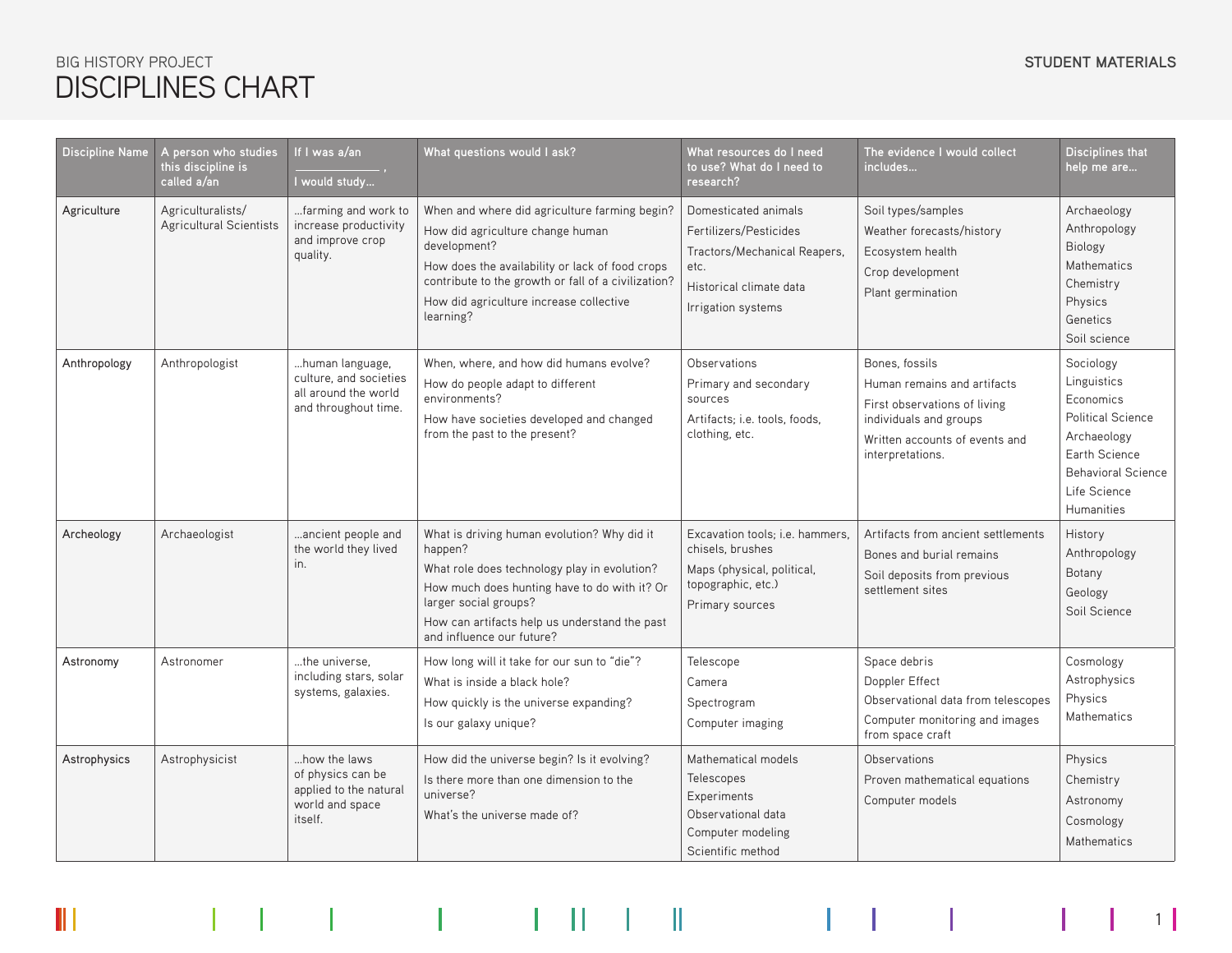BIG HISTORY PROJECT

# DISCIPLINES CHART

STUDENT MATERIALS

| Discipline Name | A person who studies this discipline is called a/an | If I was a/an ______________ , I would study... | What questions would I ask? | What resources do I need to use? What do I need to research? | The evidence I would collect includes... | Disciplines that help me are... |
|---|---|---|---|---|---|---|
| Agriculture | Agriculturalists/ Agricultural Scientists | ...farming and work to increase productivity and improve crop quality. | When and where did agriculture farming begin?<br>How did agriculture change human development?<br>How does the availability or lack of food crops contribute to the growth or fall of a civilization?<br>How did agriculture increase collective learning? | Domesticated animals<br>Fertilizers/Pesticides<br>Tractors/Mechanical Reapers, etc.<br>Historical climate data<br>Irrigation systems | Soil types/samples<br>Weather forecasts/history<br>Ecosystem health<br>Crop development<br>Plant germination | Archaeology<br>Anthropology<br>Biology<br>Mathematics<br>Chemistry<br>Physics<br>Genetics<br>Soil science |
| Anthropology | Anthropologist | ...human language, culture, and societies all around the world and throughout time. | When, where, and how did humans evolve?<br>How do people adapt to different environments?<br>How have societies developed and changed from the past to the present? | Observations<br>Primary and secondary sources<br>Artifacts; i.e. tools, foods, clothing, etc. | Bones, fossils<br>Human remains and artifacts<br>First observations of living individuals and groups<br>Written accounts of events and interpretations. | Sociology<br>Linguistics<br>Economics<br>Political Science<br>Archaeology<br>Earth Science<br>Behavioral Science<br>Life Science<br>Humanities |
| Archeology | Archaeologist | ...ancient people and the world they lived in. | What is driving human evolution? Why did it happen?<br>What role does technology play in evolution?<br>How much does hunting have to do with it? Or larger social groups?<br>How can artifacts help us understand the past and influence our future? | Excavation tools; i.e. hammers, chisels, brushes<br>Maps (physical, political, topographic, etc.)<br>Primary sources | Artifacts from ancient settlements<br>Bones and burial remains<br>Soil deposits from previous settlement sites | History<br>Anthropology<br>Botany<br>Geology<br>Soil Science |
| Astronomy | Astronomer | ...the universe, including stars, solar systems, galaxies. | How long will it take for our sun to "die"?<br>What is inside a black hole?<br>How quickly is the universe expanding?<br>Is our galaxy unique? | Telescope<br>Camera<br>Spectrogram<br>Computer imaging | Space debris<br>Doppler Effect<br>Observational data from telescopes<br>Computer monitoring and images from space craft | Cosmology<br>Astrophysics<br>Physics<br>Mathematics |
| Astrophysics | Astrophysicist | ...how the laws of physics can be applied to the natural world and space itself. | How did the universe begin? Is it evolving?<br>Is there more than one dimension to the universe?<br>What's the universe made of? | Mathematical models<br>Telescopes<br>Experiments<br>Observational data<br>Computer modeling<br>Scientific method | Observations<br>Proven mathematical equations<br>Computer models | Physics<br>Chemistry<br>Astronomy<br>Cosmology<br>Mathematics |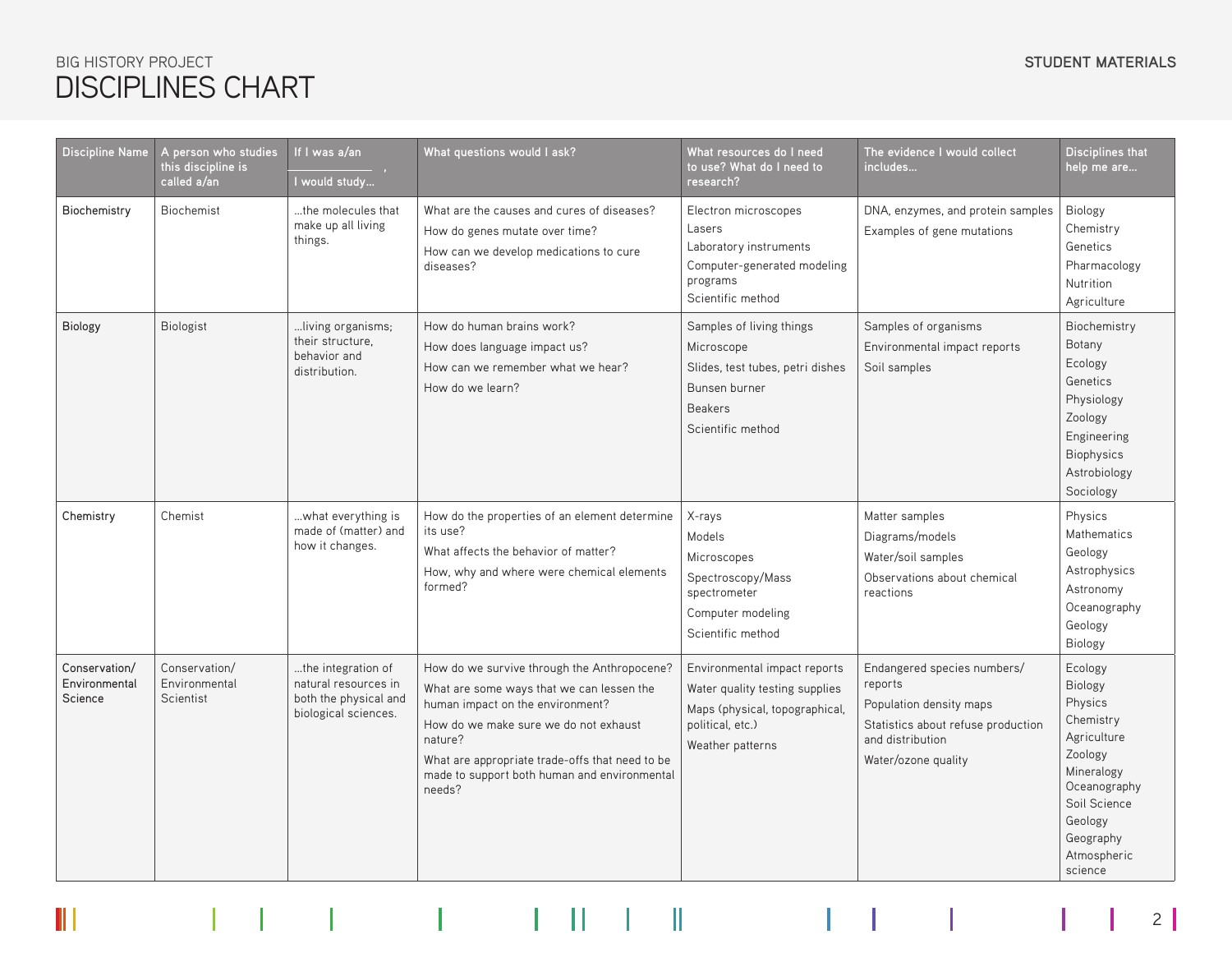BIG HISTORY PROJECT

# DISCIPLINES CHART

| Discipline Name | A person who studies this discipline is called a/an | If I was a/an ______, I would study... | What questions would I ask? | What resources do I need to use? What do I need to research? | The evidence I would collect includes... | Disciplines that help me are... |
|---|---|---|---|---|---|---|
| Biochemistry | Biochemist | ...the molecules that make up all living things. | What are the causes and cures of diseases?<br>How do genes mutate over time?<br>How can we develop medications to cure diseases? | Electron microscopes<br>Lasers<br>Laboratory instruments<br>Computer-generated modeling programs<br>Scientific method | DNA, enzymes, and protein samples<br>Examples of gene mutations | Biology<br>Chemistry<br>Genetics<br>Pharmacology<br>Nutrition<br>Agriculture |
| Biology | Biologist | ...living organisms; their structure, behavior and distribution. | How do human brains work?<br>How does language impact us?<br>How can we remember what we hear?<br>How do we learn? | Samples of living things<br>Microscope<br>Slides, test tubes, petri dishes<br>Bunsen burner<br>Beakers<br>Scientific method | Samples of organisms<br>Environmental impact reports<br>Soil samples | Biochemistry<br>Botany<br>Ecology<br>Genetics<br>Physiology<br>Zoology<br>Engineering<br>Biophysics<br>Astrobiology<br>Sociology |
| Chemistry | Chemist | ...what everything is made of (matter) and how it changes. | How do the properties of an element determine its use?<br>What affects the behavior of matter?<br>How, why and where were chemical elements formed? | X-rays<br>Models<br>Microscopes<br>Spectroscopy/Mass spectrometer<br>Computer modeling<br>Scientific method | Matter samples<br>Diagrams/models<br>Water/soil samples<br>Observations about chemical reactions | Physics<br>Mathematics<br>Geology<br>Astrophysics<br>Astronomy<br>Oceanography<br>Geology<br>Biology |
| Conservation/ Environmental Science | Conservation/ Environmental Scientist | ...the integration of natural resources in both the physical and biological sciences. | How do we survive through the Anthropocene?<br>What are some ways that we can lessen the human impact on the environment?<br>How do we make sure we do not exhaust nature?<br>What are appropriate trade-offs that need to be made to support both human and environmental needs? | Environmental impact reports<br>Water quality testing supplies<br>Maps (physical, topographical, political, etc.)<br>Weather patterns | Endangered species numbers/ reports<br>Population density maps<br>Statistics about refuse production and distribution<br>Water/ozone quality | Ecology<br>Biology<br>Physics<br>Chemistry<br>Agriculture<br>Zoology<br>Mineralogy<br>Oceanography<br>Soil Science<br>Geology<br>Geography<br>Atmospheric science |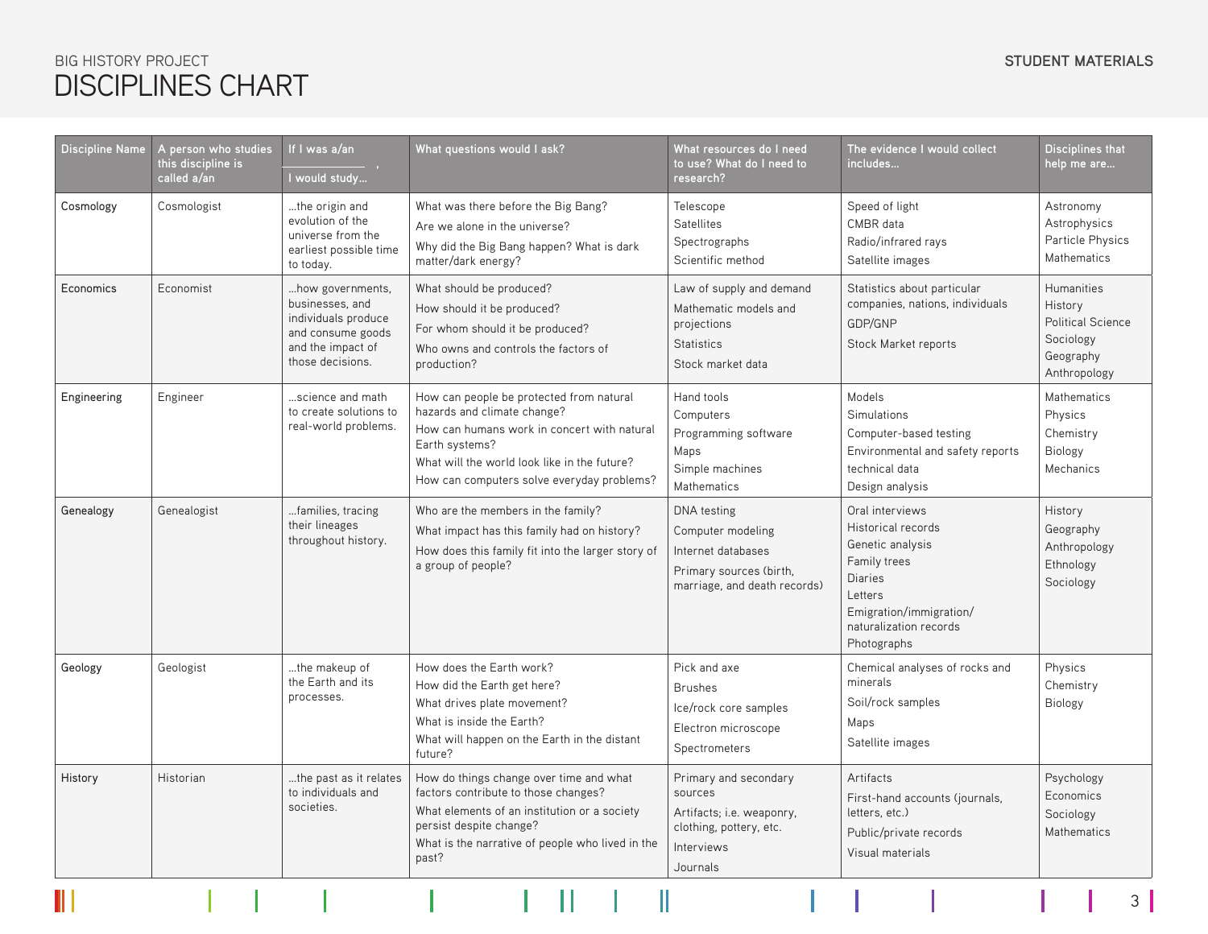BIG HISTORY PROJECT

# DISCIPLINES CHART

STUDENT MATERIALS

| Discipline Name | A person who studies this discipline is called a/an | If I was a/an ______, I would study... | What questions would I ask? | What resources do I need to use? What do I need to research? | The evidence I would collect includes... | Disciplines that help me are... |
|---|---|---|---|---|---|---|
| Cosmology | Cosmologist | ...the origin and evolution of the universe from the earliest possible time to today. | What was there before the Big Bang?<br>Are we alone in the universe?<br>Why did the Big Bang happen? What is dark matter/dark energy? | Telescope<br>Satellites<br>Spectrographs<br>Scientific method | Speed of light<br>CMBR data<br>Radio/infrared rays<br>Satellite images | Astronomy<br>Astrophysics<br>Particle Physics<br>Mathematics |
| Economics | Economist | ...how governments, businesses, and individuals produce and consume goods and the impact of those decisions. | What should be produced?<br>How should it be produced?<br>For whom should it be produced?<br>Who owns and controls the factors of production? | Law of supply and demand<br>Mathematic models and projections<br>Statistics<br>Stock market data | Statistics about particular companies, nations, individuals<br>GDP/GNP<br>Stock Market reports | Humanities<br>History<br>Political Science<br>Sociology<br>Geography<br>Anthropology |
| Engineering | Engineer | ...science and math to create solutions to real-world problems. | How can people be protected from natural hazards and climate change?<br>How can humans work in concert with natural Earth systems?<br>What will the world look like in the future?<br>How can computers solve everyday problems? | Hand tools<br>Computers<br>Programming software<br>Maps<br>Simple machines<br>Mathematics | Models<br>Simulations<br>Computer-based testing<br>Environmental and safety reports<br>technical data<br>Design analysis | Mathematics<br>Physics<br>Chemistry<br>Biology<br>Mechanics |
| Genealogy | Genealogist | ...families, tracing their lineages throughout history. | Who are the members in the family?<br>What impact has this family had on history?<br>How does this family fit into the larger story of a group of people? | DNA testing<br>Computer modeling<br>Internet databases<br>Primary sources (birth, marriage, and death records) | Oral interviews<br>Historical records<br>Genetic analysis<br>Family trees<br>Diaries<br>Letters<br>Emigration/immigration/ naturalization records<br>Photographs | History<br>Geography<br>Anthropology<br>Ethnology<br>Sociology |
| Geology | Geologist | ...the makeup of the Earth and its processes. | How does the Earth work?<br>How did the Earth get here?<br>What drives plate movement?<br>What is inside the Earth?<br>What will happen on the Earth in the distant future? | Pick and axe<br>Brushes<br>Ice/rock core samples<br>Electron microscope<br>Spectrometers | Chemical analyses of rocks and minerals<br>Soil/rock samples<br>Maps<br>Satellite images | Physics<br>Chemistry<br>Biology |
| History | Historian | ...the past as it relates to individuals and societies. | How do things change over time and what factors contribute to those changes?<br>What elements of an institution or a society persist despite change?<br>What is the narrative of people who lived in the past? | Primary and secondary sources<br>Artifacts; i.e. weaponry, clothing, pottery, etc.<br>Interviews<br>Journals | Artifacts<br>First-hand accounts (journals, letters, etc.)<br>Public/private records<br>Visual materials | Psychology<br>Economics<br>Sociology<br>Mathematics |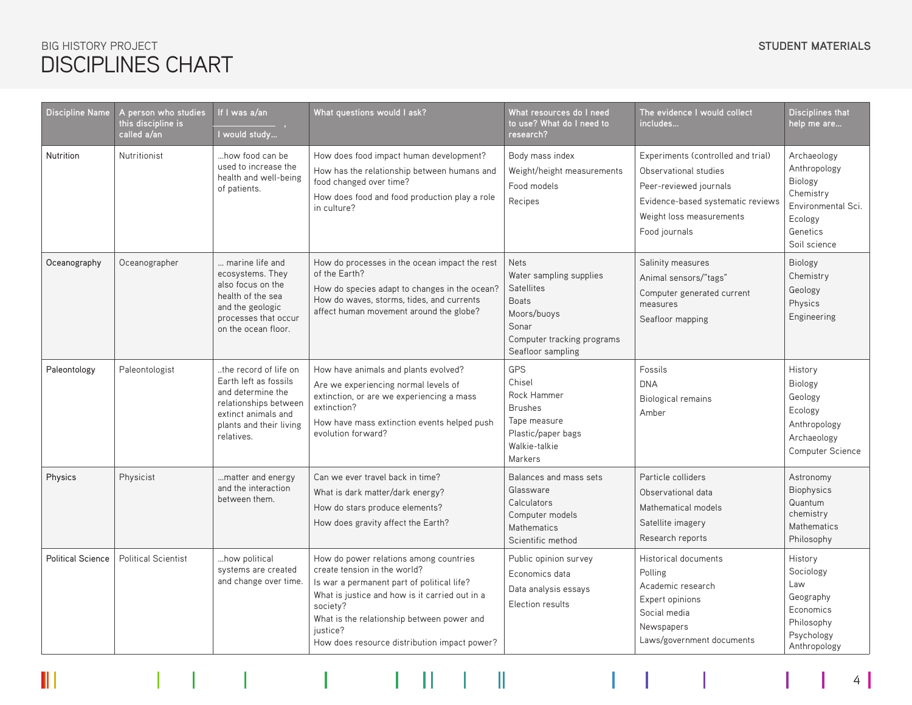BIG HISTORY PROJECT

# DISCIPLINES CHART

STUDENT MATERIALS

| Discipline Name | A person who studies this discipline is called a/an | If I was a/an ______, I would study… | What questions would I ask? | What resources do I need to use? What do I need to research? | The evidence I would collect includes… | Disciplines that help me are… |
|---|---|---|---|---|---|---|
| Nutrition | Nutritionist | …how food can be used to increase the health and well-being of patients. | How does food impact human development?<br>How has the relationship between humans and food changed over time?<br>How does food and food production play a role in culture? | Body mass index<br>Weight/height measurements<br>Food models<br>Recipes | Experiments (controlled and trial)<br>Observational studies<br>Peer-reviewed journals<br>Evidence-based systematic reviews<br>Weight loss measurements<br>Food journals | Archaeology<br>Anthropology<br>Biology<br>Chemistry<br>Environmental Sci.<br>Ecology<br>Genetics<br>Soil science |
| Oceanography | Oceanographer | … marine life and ecosystems. They also focus on the health of the sea and the geologic processes that occur on the ocean floor. | How do processes in the ocean impact the rest of the Earth?<br>How do species adapt to changes in the ocean? How do waves, storms, tides, and currents affect human movement around the globe? | Nets<br>Water sampling supplies<br>Satellites<br>Boats<br>Moors/buoys<br>Sonar<br>Computer tracking programs<br>Seafloor sampling | Salinity measures<br>Animal sensors/"tags"<br>Computer generated current measures<br>Seafloor mapping | Biology<br>Chemistry<br>Geology<br>Physics<br>Engineering |
| Paleontology | Paleontologist | ..the record of life on Earth left as fossils and determine the relationships between extinct animals and plants and their living relatives. | How have animals and plants evolved?<br>Are we experiencing normal levels of extinction, or are we experiencing a mass extinction?<br>How have mass extinction events helped push evolution forward? | GPS<br>Chisel<br>Rock Hammer<br>Brushes<br>Tape measure<br>Plastic/paper bags<br>Walkie-talkie<br>Markers | Fossils<br>DNA<br>Biological remains<br>Amber | History<br>Biology<br>Geology<br>Ecology<br>Anthropology<br>Archaeology<br>Computer Science |
| Physics | Physicist | …matter and energy and the interaction between them. | Can we ever travel back in time?<br>What is dark matter/dark energy?<br>How do stars produce elements?<br>How does gravity affect the Earth? | Balances and mass sets<br>Glassware<br>Calculators<br>Computer models<br>Mathematics<br>Scientific method | Particle colliders<br>Observational data<br>Mathematical models<br>Satellite imagery<br>Research reports | Astronomy<br>Biophysics<br>Quantum chemistry<br>Mathematics<br>Philosophy |
| Political Science | Political Scientist | …how political systems are created and change over time. | How do power relations among countries create tension in the world?<br>Is war a permanent part of political life?<br>What is justice and how is it carried out in a society?<br>What is the relationship between power and justice?<br>How does resource distribution impact power? | Public opinion survey<br>Economics data<br>Data analysis essays<br>Election results | Historical documents<br>Polling<br>Academic research<br>Expert opinions<br>Social media<br>Newspapers<br>Laws/government documents | History<br>Sociology<br>Law<br>Geography<br>Economics<br>Philosophy<br>Psychology<br>Anthropology |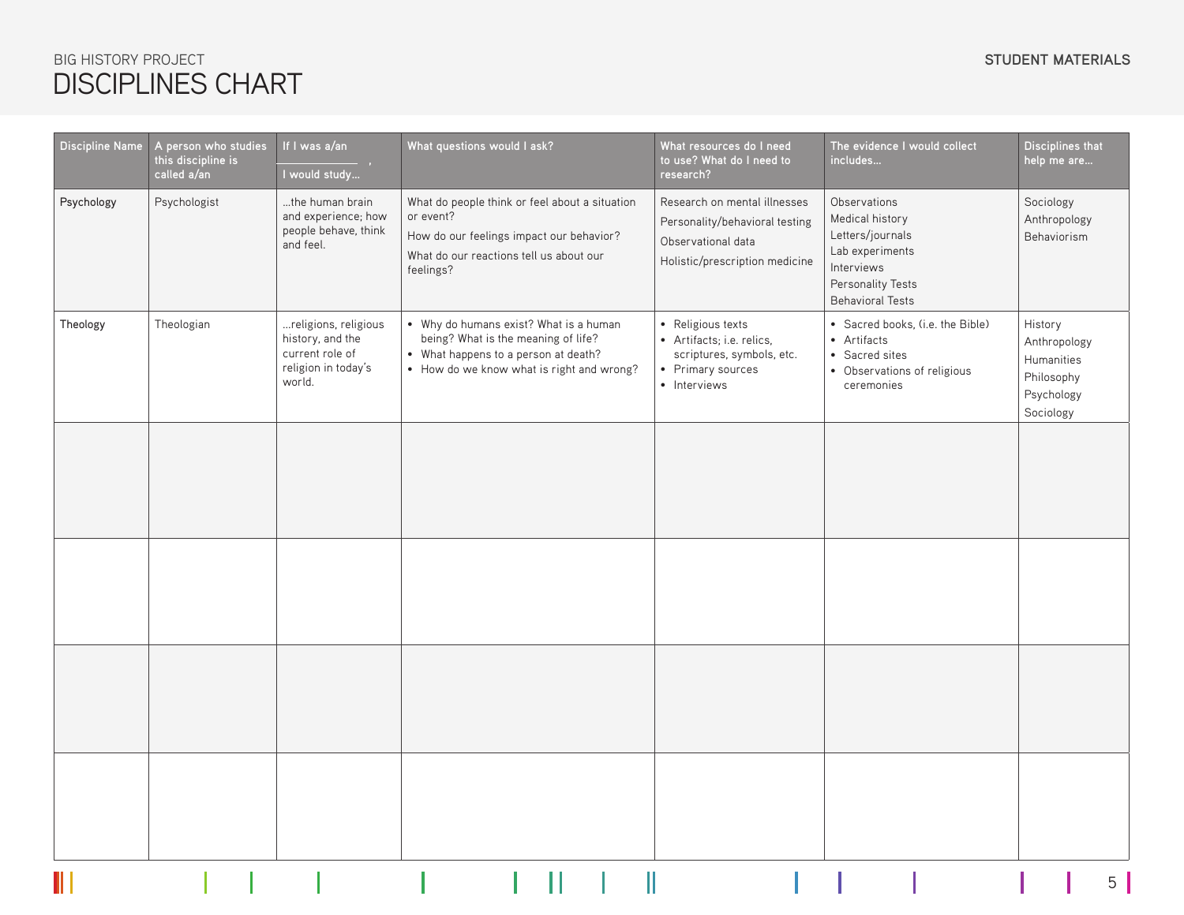BIG HISTORY PROJECT

# DISCIPLINES CHART

STUDENT MATERIALS

| Discipline Name | A person who studies this discipline is called a/an | If I was a/an ________, I would study… | What questions would I ask? | What resources do I need to use? What do I need to research? | The evidence I would collect includes… | Disciplines that help me are… |
|---|---|---|---|---|---|---|
| Psychology | Psychologist | …the human brain and experience; how people behave, think and feel. | What do people think or feel about a situation or event?<br>How do our feelings impact our behavior?<br>What do our reactions tell us about our feelings? | Research on mental illnesses<br>Personality/behavioral testing<br>Observational data<br>Holistic/prescription medicine | Observations<br>Medical history<br>Letters/journals<br>Lab experiments<br>Interviews<br>Personality Tests<br>Behavioral Tests | Sociology<br>Anthropology<br>Behaviorism |
| Theology | Theologian | …religions, religious history, and the current role of religion in today's world. | • Why do humans exist? What is a human being? What is the meaning of life?<br>• What happens to a person at death?<br>• How do we know what is right and wrong? | • Religious texts<br>• Artifacts; i.e. relics, scriptures, symbols, etc.<br>• Primary sources<br>• Interviews | • Sacred books, (i.e. the Bible)<br>• Artifacts<br>• Sacred sites<br>• Observations of religious ceremonies | History<br>Anthropology<br>Humanities<br>Philosophy<br>Psychology<br>Sociology |
| | | | | | | |
| | | | | | | |
| | | | | | | |
| | | | | | | |